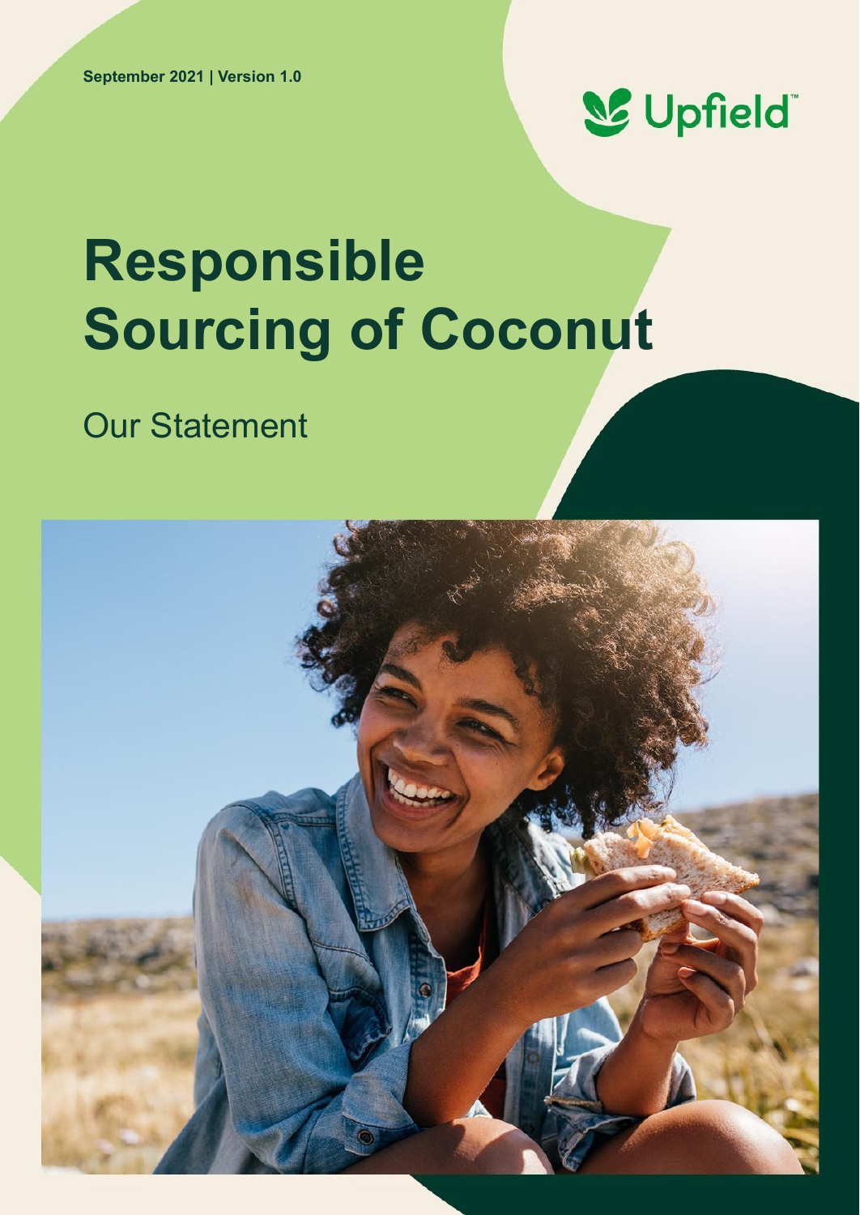September 2021 | Version 1.0

Upfield™

# Responsible Sourcing of Coconut

## Our Statement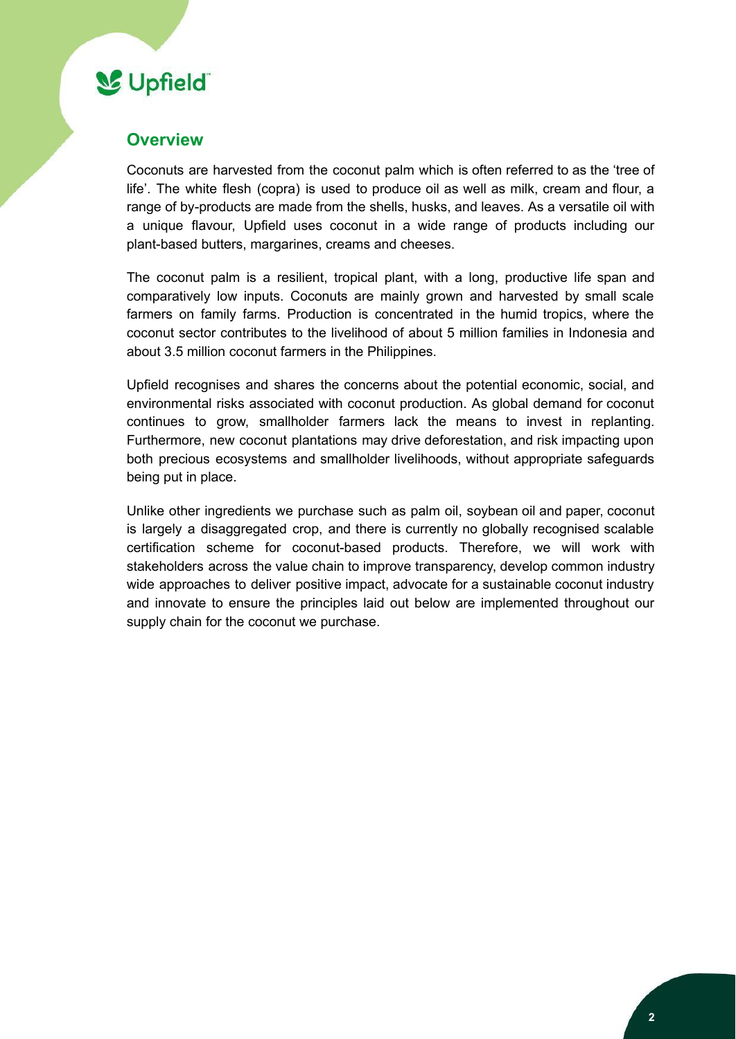## Overview

Coconuts are harvested from the coconut palm which is often referred to as the 'tree of life'. The white flesh (copra) is used to produce oil as well as milk, cream and flour, a range of by-products are made from the shells, husks, and leaves. As a versatile oil with a unique flavour, Upfield uses coconut in a wide range of products including our plant-based butters, margarines, creams and cheeses.

The coconut palm is a resilient, tropical plant, with a long, productive life span and comparatively low inputs. Coconuts are mainly grown and harvested by small scale farmers on family farms. Production is concentrated in the humid tropics, where the coconut sector contributes to the livelihood of about 5 million families in Indonesia and about 3.5 million coconut farmers in the Philippines.

Upfield recognises and shares the concerns about the potential economic, social, and environmental risks associated with coconut production. As global demand for coconut continues to grow, smallholder farmers lack the means to invest in replanting. Furthermore, new coconut plantations may drive deforestation, and risk impacting upon both precious ecosystems and smallholder livelihoods, without appropriate safeguards being put in place.

Unlike other ingredients we purchase such as palm oil, soybean oil and paper, coconut is largely a disaggregated crop, and there is currently no globally recognised scalable certification scheme for coconut-based products. Therefore, we will work with stakeholders across the value chain to improve transparency, develop common industry wide approaches to deliver positive impact, advocate for a sustainable coconut industry and innovate to ensure the principles laid out below are implemented throughout our supply chain for the coconut we purchase.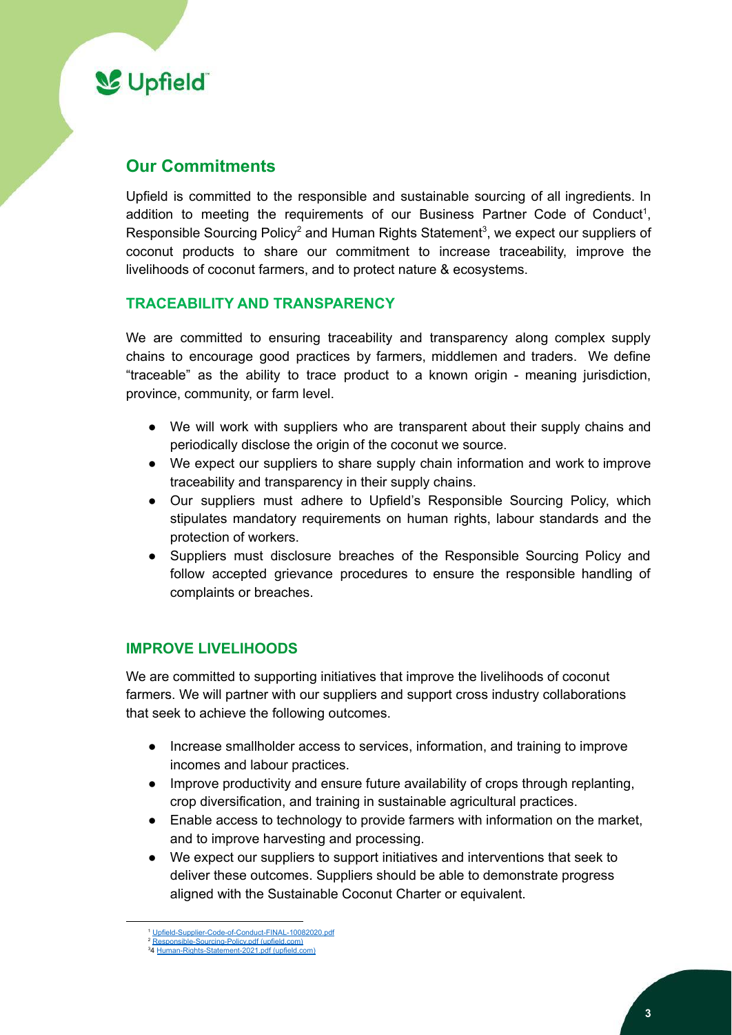## Our Commitments

Upfield is committed to the responsible and sustainable sourcing of all ingredients. In addition to meeting the requirements of our Business Partner Code of Conduct[1], Responsible Sourcing Policy[2] and Human Rights Statement[3], we expect our suppliers of coconut products to share our commitment to increase traceability, improve the livelihoods of coconut farmers, and to protect nature & ecosystems.

### TRACEABILITY AND TRANSPARENCY

We are committed to ensuring traceability and transparency along complex supply chains to encourage good practices by farmers, middlemen and traders. We define "traceable" as the ability to trace product to a known origin - meaning jurisdiction, province, community, or farm level.

- We will work with suppliers who are transparent about their supply chains and periodically disclose the origin of the coconut we source.
- We expect our suppliers to share supply chain information and work to improve traceability and transparency in their supply chains.
- Our suppliers must adhere to Upfield's Responsible Sourcing Policy, which stipulates mandatory requirements on human rights, labour standards and the protection of workers.
- Suppliers must disclosure breaches of the Responsible Sourcing Policy and follow accepted grievance procedures to ensure the responsible handling of complaints or breaches.

### IMPROVE LIVELIHOODS

We are committed to supporting initiatives that improve the livelihoods of coconut farmers. We will partner with our suppliers and support cross industry collaborations that seek to achieve the following outcomes.

- Increase smallholder access to services, information, and training to improve incomes and labour practices.
- Improve productivity and ensure future availability of crops through replanting, crop diversification, and training in sustainable agricultural practices.
- Enable access to technology to provide farmers with information on the market, and to improve harvesting and processing.
- We expect our suppliers to support initiatives and interventions that seek to deliver these outcomes. Suppliers should be able to demonstrate progress aligned with the Sustainable Coconut Charter or equivalent.

---

[1] Upfield-Supplier-Code-of-Conduct-FINAL-10082020.pdf
[2] Responsible-Sourcing-Policy.pdf (upfield.com)
[3]4 Human-Rights-Statement-2021.pdf (upfield.com)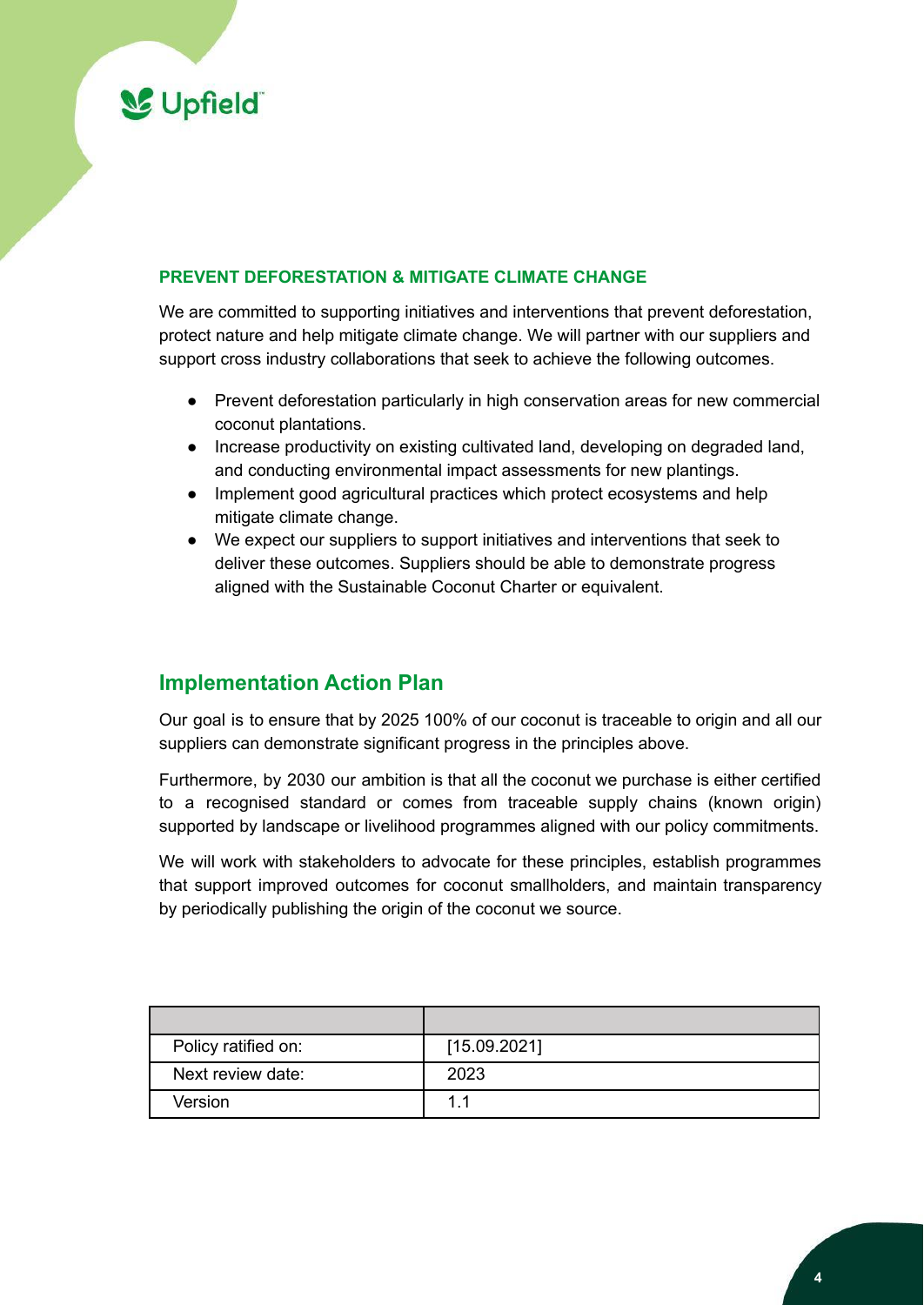Upfield

### PREVENT DEFORESTATION & MITIGATE CLIMATE CHANGE

We are committed to supporting initiatives and interventions that prevent deforestation, protect nature and help mitigate climate change. We will partner with our suppliers and support cross industry collaborations that seek to achieve the following outcomes.

- Prevent deforestation particularly in high conservation areas for new commercial coconut plantations.
- Increase productivity on existing cultivated land, developing on degraded land, and conducting environmental impact assessments for new plantings.
- Implement good agricultural practices which protect ecosystems and help mitigate climate change.
- We expect our suppliers to support initiatives and interventions that seek to deliver these outcomes. Suppliers should be able to demonstrate progress aligned with the Sustainable Coconut Charter or equivalent.

## Implementation Action Plan

Our goal is to ensure that by 2025 100% of our coconut is traceable to origin and all our suppliers can demonstrate significant progress in the principles above.

Furthermore, by 2030 our ambition is that all the coconut we purchase is either certified to a recognised standard or comes from traceable supply chains (known origin) supported by landscape or livelihood programmes aligned with our policy commitments.

We will work with stakeholders to advocate for these principles, establish programmes that support improved outcomes for coconut smallholders, and maintain transparency by periodically publishing the origin of the coconut we source.

| | |
|---|---|
| Policy ratified on: | [15.09.2021] |
| Next review date: | 2023 |
| Version | 1.1 |